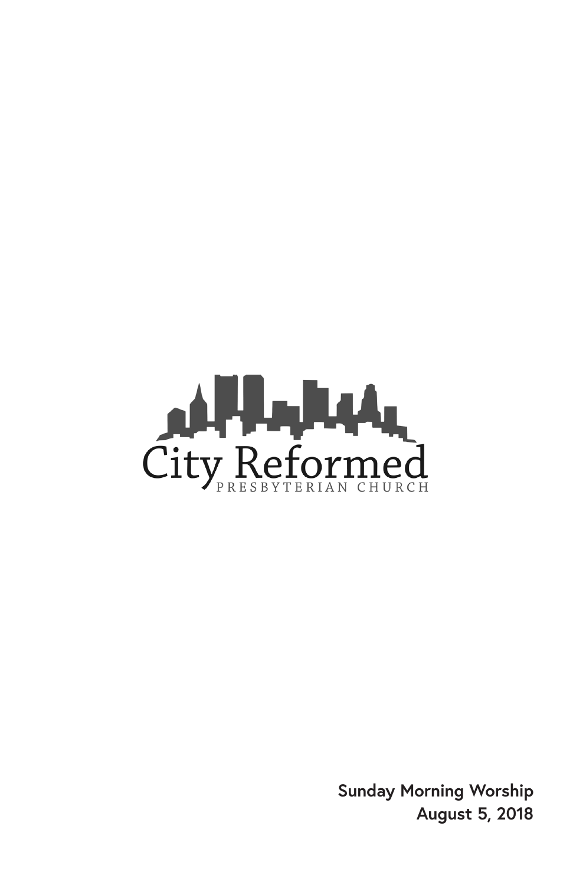City Reformed

PRESBYTERIAN CHURCH

**Sunday Morning Worship**
**August 5, 2018**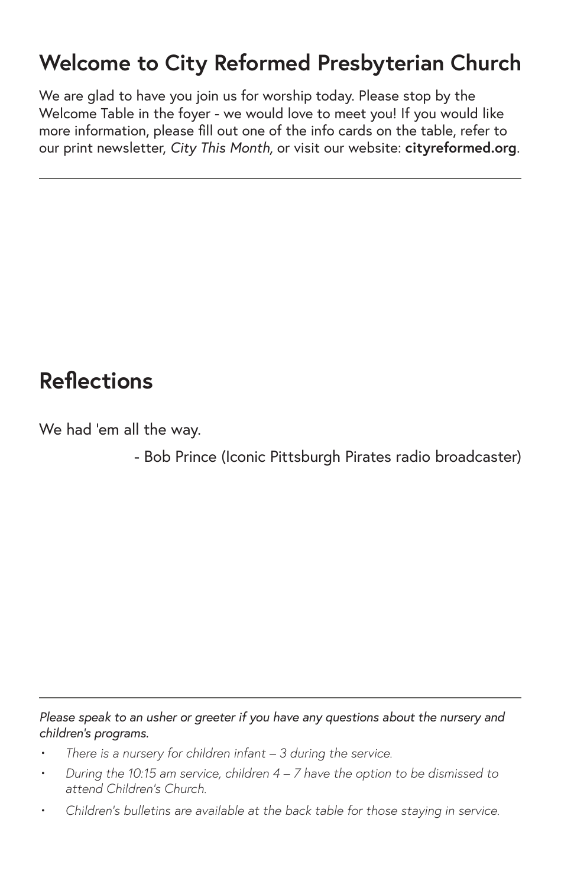## Welcome to City Reformed Presbyterian Church

We are glad to have you join us for worship today. Please stop by the Welcome Table in the foyer - we would love to meet you! If you would like more information, please fill out one of the info cards on the table, refer to our print newsletter, *City This Month,* or visit our website: **cityreformed.org**.

---

## Reflections

We had 'em all the way.

- Bob Prince (Iconic Pittsburgh Pirates radio broadcaster)

---

*Please speak to an usher or greeter if you have any questions about the nursery and children's programs.*

- *There is a nursery for children infant – 3 during the service.*
- *During the 10:15 am service, children 4 – 7 have the option to be dismissed to attend Children's Church.*
- *Children's bulletins are available at the back table for those staying in service.*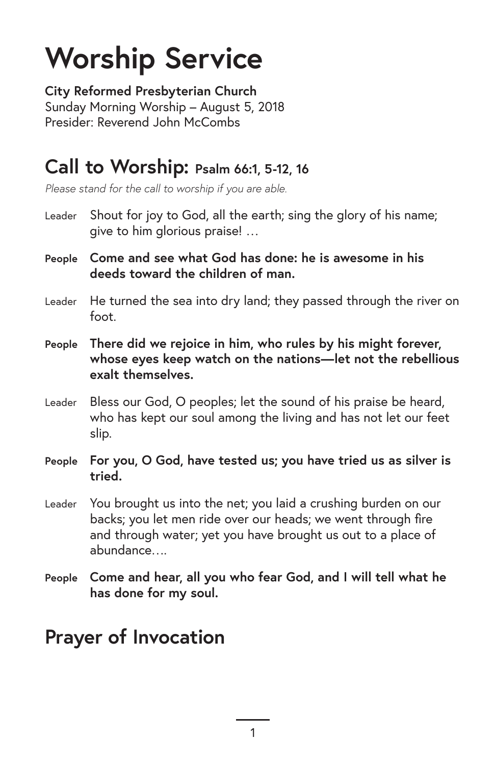# Worship Service

**City Reformed Presbyterian Church**
Sunday Morning Worship – August 5, 2018
Presider: Reverend John McCombs

## Call to Worship: Psalm 66:1, 5-12, 16

*Please stand for the call to worship if you are able.*

Leader Shout for joy to God, all the earth; sing the glory of his name; give to him glorious praise! …

**People Come and see what God has done: he is awesome in his deeds toward the children of man.**

Leader He turned the sea into dry land; they passed through the river on foot.

**People There did we rejoice in him, who rules by his might forever, whose eyes keep watch on the nations—let not the rebellious exalt themselves.**

Leader Bless our God, O peoples; let the sound of his praise be heard, who has kept our soul among the living and has not let our feet slip.

**People For you, O God, have tested us; you have tried us as silver is tried.**

Leader You brought us into the net; you laid a crushing burden on our backs; you let men ride over our heads; we went through fire and through water; yet you have brought us out to a place of abundance….

**People Come and hear, all you who fear God, and I will tell what he has done for my soul.**

## Prayer of Invocation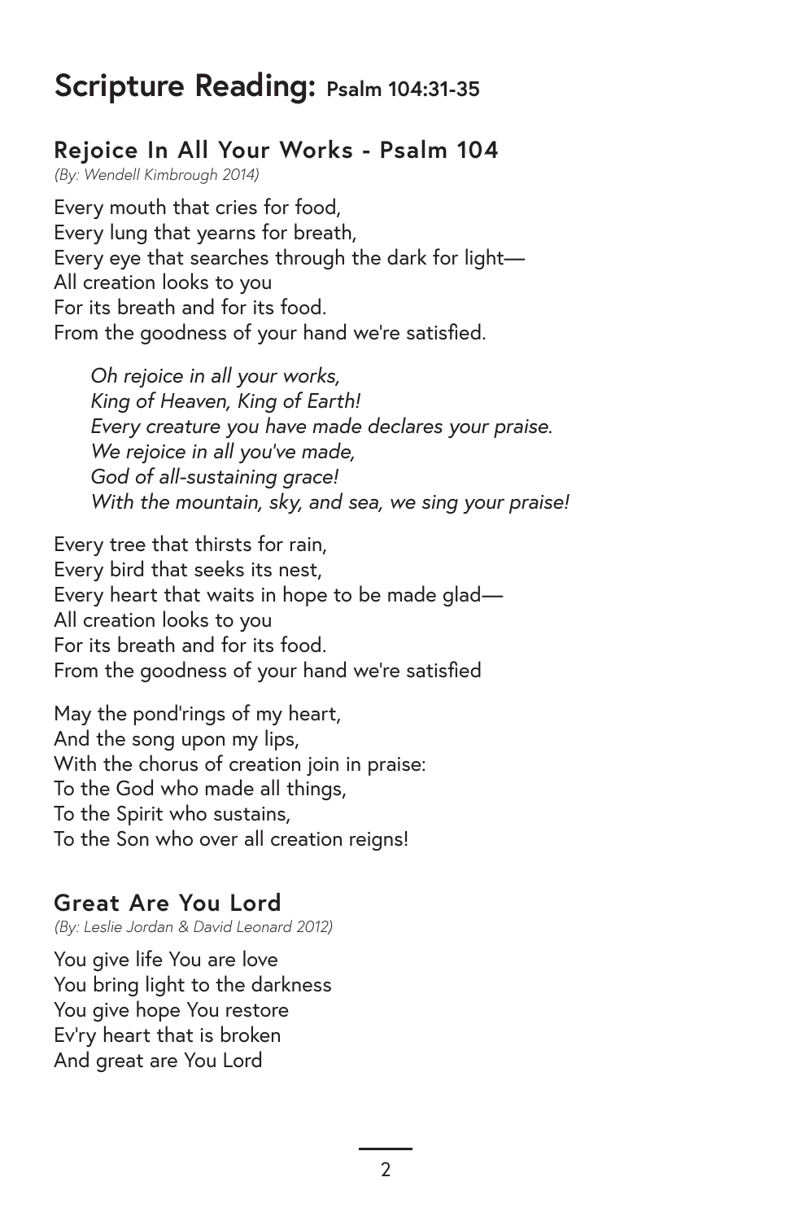# Scripture Reading: Psalm 104:31-35

## Rejoice In All Your Works - Psalm 104

*(By: Wendell Kimbrough 2014)*

Every mouth that cries for food,
Every lung that yearns for breath,
Every eye that searches through the dark for light—
All creation looks to you
For its breath and for its food.
From the goodness of your hand we're satisfied.

> *Oh rejoice in all your works,*
> *King of Heaven, King of Earth!*
> *Every creature you have made declares your praise.*
> *We rejoice in all you've made,*
> *God of all-sustaining grace!*
> *With the mountain, sky, and sea, we sing your praise!*

Every tree that thirsts for rain,
Every bird that seeks its nest,
Every heart that waits in hope to be made glad—
All creation looks to you
For its breath and for its food.
From the goodness of your hand we're satisfied

May the pond'rings of my heart,
And the song upon my lips,
With the chorus of creation join in praise:
To the God who made all things,
To the Spirit who sustains,
To the Son who over all creation reigns!

## Great Are You Lord

*(By: Leslie Jordan & David Leonard 2012)*

You give life You are love
You bring light to the darkness
You give hope You restore
Ev'ry heart that is broken
And great are You Lord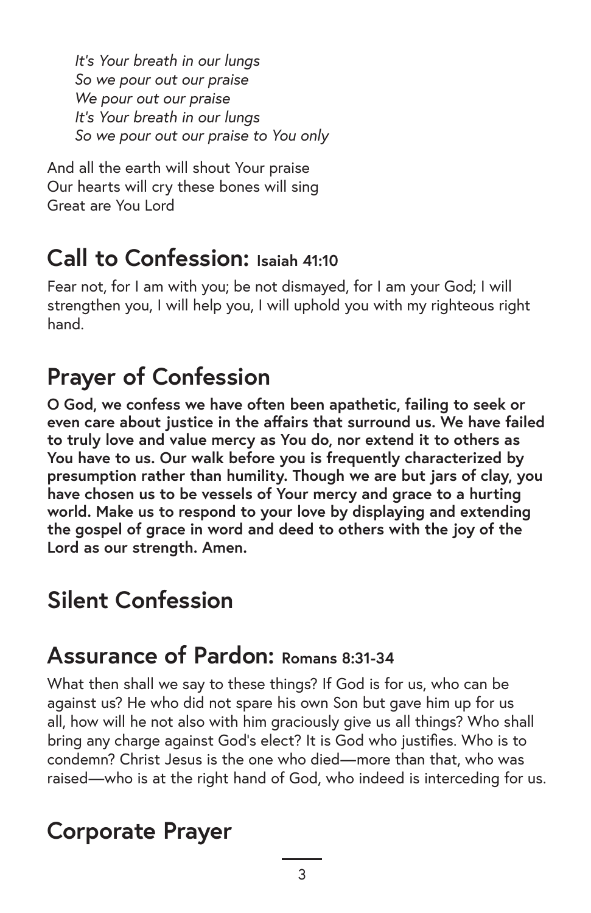*It's Your breath in our lungs*  
*So we pour out our praise*  
*We pour out our praise*  
*It's Your breath in our lungs*  
*So we pour out our praise to You only*

And all the earth will shout Your praise  
Our hearts will cry these bones will sing  
Great are You Lord

## Call to Confession: Isaiah 41:10

Fear not, for I am with you; be not dismayed, for I am your God; I will strengthen you, I will help you, I will uphold you with my righteous right hand.

## Prayer of Confession

**O God, we confess we have often been apathetic, failing to seek or even care about justice in the affairs that surround us. We have failed to truly love and value mercy as You do, nor extend it to others as You have to us. Our walk before you is frequently characterized by presumption rather than humility. Though we are but jars of clay, you have chosen us to be vessels of Your mercy and grace to a hurting world. Make us to respond to your love by displaying and extending the gospel of grace in word and deed to others with the joy of the Lord as our strength. Amen.**

## Silent Confession

## Assurance of Pardon: Romans 8:31-34

What then shall we say to these things? If God is for us, who can be against us? He who did not spare his own Son but gave him up for us all, how will he not also with him graciously give us all things? Who shall bring any charge against God's elect? It is God who justifies. Who is to condemn? Christ Jesus is the one who died—more than that, who was raised—who is at the right hand of God, who indeed is interceding for us.

## Corporate Prayer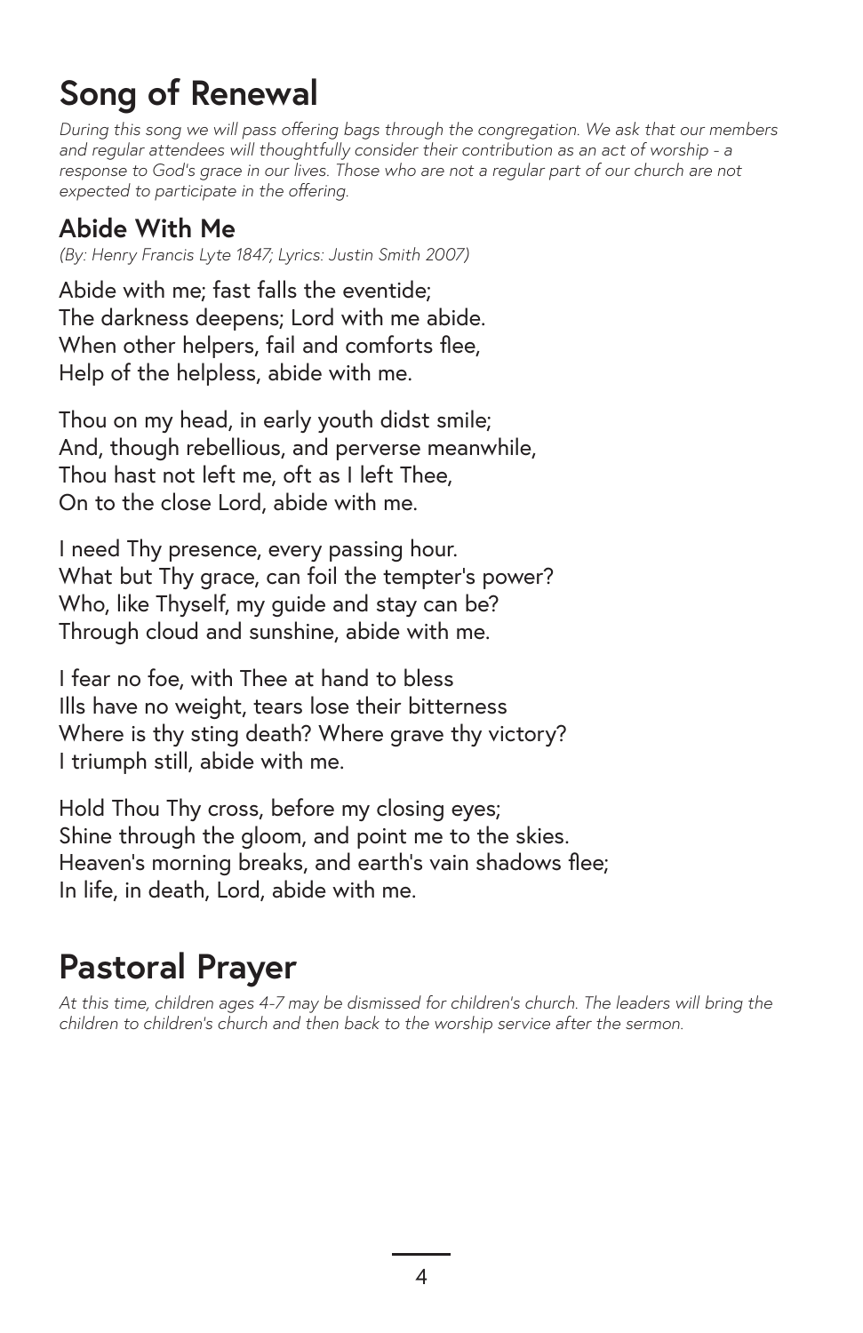# Song of Renewal

*During this song we will pass offering bags through the congregation. We ask that our members and regular attendees will thoughtfully consider their contribution as an act of worship - a response to God's grace in our lives. Those who are not a regular part of our church are not expected to participate in the offering.*

## Abide With Me

*(By: Henry Francis Lyte 1847; Lyrics: Justin Smith 2007)*

Abide with me; fast falls the eventide;
The darkness deepens; Lord with me abide.
When other helpers, fail and comforts flee,
Help of the helpless, abide with me.

Thou on my head, in early youth didst smile;
And, though rebellious, and perverse meanwhile,
Thou hast not left me, oft as I left Thee,
On to the close Lord, abide with me.

I need Thy presence, every passing hour.
What but Thy grace, can foil the tempter's power?
Who, like Thyself, my guide and stay can be?
Through cloud and sunshine, abide with me.

I fear no foe, with Thee at hand to bless
Ills have no weight, tears lose their bitterness
Where is thy sting death? Where grave thy victory?
I triumph still, abide with me.

Hold Thou Thy cross, before my closing eyes;
Shine through the gloom, and point me to the skies.
Heaven's morning breaks, and earth's vain shadows flee;
In life, in death, Lord, abide with me.

# Pastoral Prayer

*At this time, children ages 4-7 may be dismissed for children's church. The leaders will bring the children to children's church and then back to the worship service after the sermon.*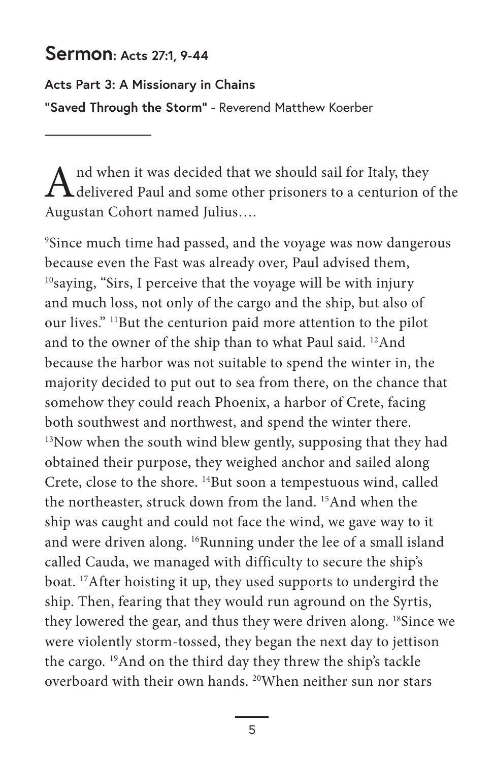## Sermon: Acts 27:1, 9-44

**Acts Part 3: A Missionary in Chains**

**"Saved Through the Storm"** - Reverend Matthew Koerber

---

And when it was decided that we should sail for Italy, they delivered Paul and some other prisoners to a centurion of the Augustan Cohort named Julius….

[9]Since much time had passed, and the voyage was now dangerous because even the Fast was already over, Paul advised them, [10]saying, "Sirs, I perceive that the voyage will be with injury and much loss, not only of the cargo and the ship, but also of our lives." [11]But the centurion paid more attention to the pilot and to the owner of the ship than to what Paul said. [12]And because the harbor was not suitable to spend the winter in, the majority decided to put out to sea from there, on the chance that somehow they could reach Phoenix, a harbor of Crete, facing both southwest and northwest, and spend the winter there. [13]Now when the south wind blew gently, supposing that they had obtained their purpose, they weighed anchor and sailed along Crete, close to the shore. [14]But soon a tempestuous wind, called the northeaster, struck down from the land. [15]And when the ship was caught and could not face the wind, we gave way to it and were driven along. [16]Running under the lee of a small island called Cauda, we managed with difficulty to secure the ship's boat. [17]After hoisting it up, they used supports to undergird the ship. Then, fearing that they would run aground on the Syrtis, they lowered the gear, and thus they were driven along. [18]Since we were violently storm-tossed, they began the next day to jettison the cargo. [19]And on the third day they threw the ship's tackle overboard with their own hands. [20]When neither sun nor stars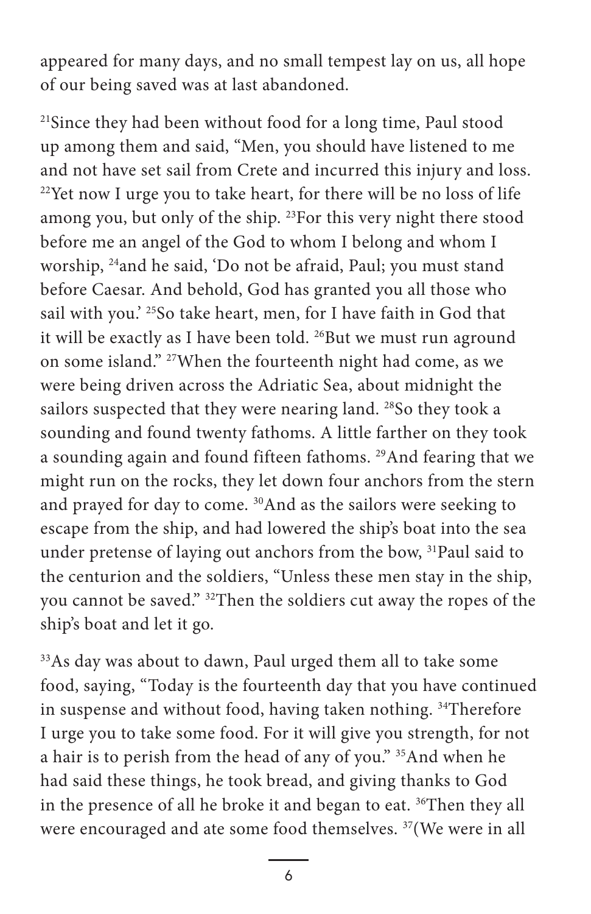appeared for many days, and no small tempest lay on us, all hope of our being saved was at last abandoned.

[21]Since they had been without food for a long time, Paul stood up among them and said, “Men, you should have listened to me and not have set sail from Crete and incurred this injury and loss. [22]Yet now I urge you to take heart, for there will be no loss of life among you, but only of the ship. [23]For this very night there stood before me an angel of the God to whom I belong and whom I worship, [24]and he said, ‘Do not be afraid, Paul; you must stand before Caesar. And behold, God has granted you all those who sail with you.’ [25]So take heart, men, for I have faith in God that it will be exactly as I have been told. [26]But we must run aground on some island.” [27]When the fourteenth night had come, as we were being driven across the Adriatic Sea, about midnight the sailors suspected that they were nearing land. [28]So they took a sounding and found twenty fathoms. A little farther on they took a sounding again and found fifteen fathoms. [29]And fearing that we might run on the rocks, they let down four anchors from the stern and prayed for day to come. [30]And as the sailors were seeking to escape from the ship, and had lowered the ship’s boat into the sea under pretense of laying out anchors from the bow, [31]Paul said to the centurion and the soldiers, “Unless these men stay in the ship, you cannot be saved.” [32]Then the soldiers cut away the ropes of the ship’s boat and let it go.

[33]As day was about to dawn, Paul urged them all to take some food, saying, “Today is the fourteenth day that you have continued in suspense and without food, having taken nothing. [34]Therefore I urge you to take some food. For it will give you strength, for not a hair is to perish from the head of any of you.” [35]And when he had said these things, he took bread, and giving thanks to God in the presence of all he broke it and began to eat. [36]Then they all were encouraged and ate some food themselves. [37](We were in all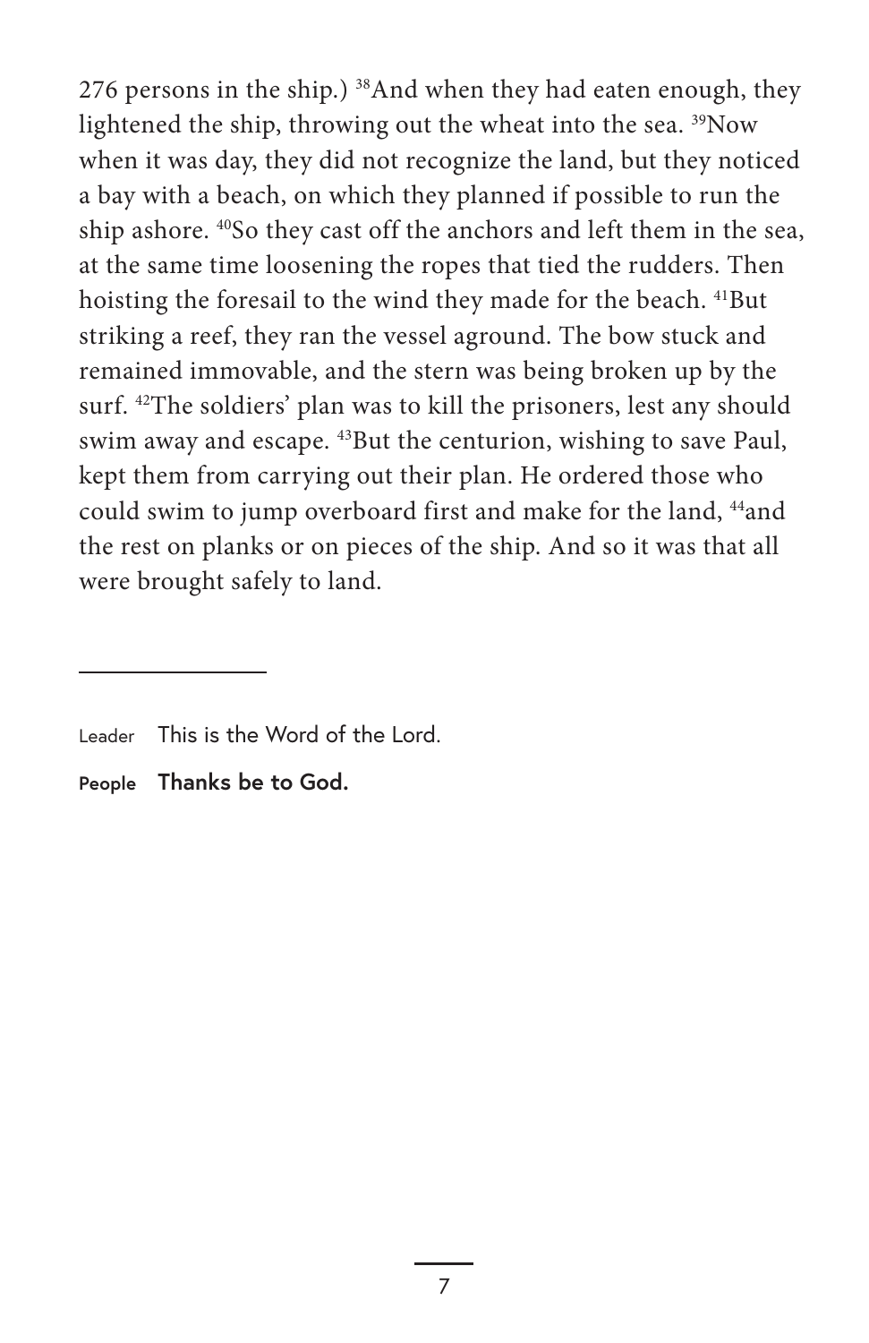276 persons in the ship.) [38]And when they had eaten enough, they lightened the ship, throwing out the wheat into the sea. [39]Now when it was day, they did not recognize the land, but they noticed a bay with a beach, on which they planned if possible to run the ship ashore. [40]So they cast off the anchors and left them in the sea, at the same time loosening the ropes that tied the rudders. Then hoisting the foresail to the wind they made for the beach. [41]But striking a reef, they ran the vessel aground. The bow stuck and remained immovable, and the stern was being broken up by the surf. [42]The soldiers' plan was to kill the prisoners, lest any should swim away and escape. [43]But the centurion, wishing to save Paul, kept them from carrying out their plan. He ordered those who could swim to jump overboard first and make for the land, [44]and the rest on planks or on pieces of the ship. And so it was that all were brought safely to land.

---

Leader This is the Word of the Lord.

**People Thanks be to God.**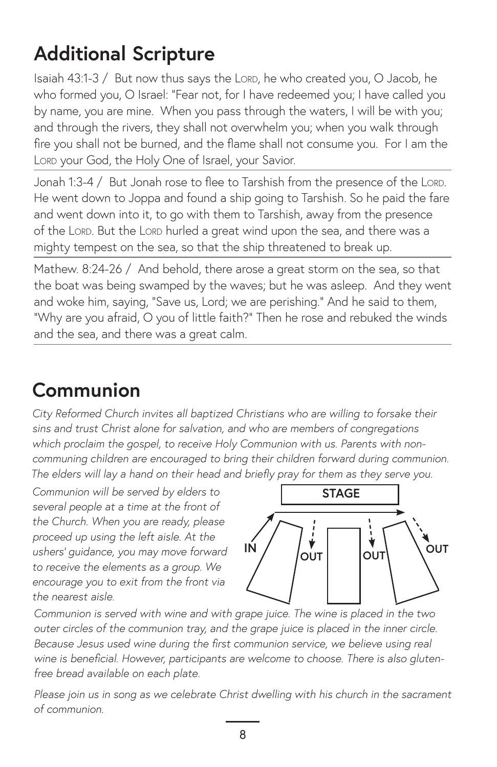## Additional Scripture

Isaiah 43:1-3 / But now thus says the LORD, he who created you, O Jacob, he who formed you, O Israel: "Fear not, for I have redeemed you; I have called you by name, you are mine. When you pass through the waters, I will be with you; and through the rivers, they shall not overwhelm you; when you walk through fire you shall not be burned, and the flame shall not consume you. For I am the LORD your God, the Holy One of Israel, your Savior.

Jonah 1:3-4 / But Jonah rose to flee to Tarshish from the presence of the LORD. He went down to Joppa and found a ship going to Tarshish. So he paid the fare and went down into it, to go with them to Tarshish, away from the presence of the LORD. But the LORD hurled a great wind upon the sea, and there was a mighty tempest on the sea, so that the ship threatened to break up.

Mathew. 8:24-26 / And behold, there arose a great storm on the sea, so that the boat was being swamped by the waves; but he was asleep. And they went and woke him, saying, "Save us, Lord; we are perishing." And he said to them, "Why are you afraid, O you of little faith?" Then he rose and rebuked the winds and the sea, and there was a great calm.

## Communion

*City Reformed Church invites all baptized Christians who are willing to forsake their sins and trust Christ alone for salvation, and who are members of congregations which proclaim the gospel, to receive Holy Communion with us. Parents with non-communing children are encouraged to bring their children forward during communion. The elders will lay a hand on their head and briefly pray for them as they serve you.*

*Communion will be served by elders to several people at a time at the front of the Church. When you are ready, please proceed up using the left aisle. At the ushers' guidance, you may move forward to receive the elements as a group. We encourage you to exit from the front via the nearest aisle.*

STAGE

IN — OUT — OUT — OUT

*Communion is served with wine and with grape juice. The wine is placed in the two outer circles of the communion tray, and the grape juice is placed in the inner circle. Because Jesus used wine during the first communion service, we believe using real wine is beneficial. However, participants are welcome to choose. There is also gluten-free bread available on each plate.*

*Please join us in song as we celebrate Christ dwelling with his church in the sacrament of communion.*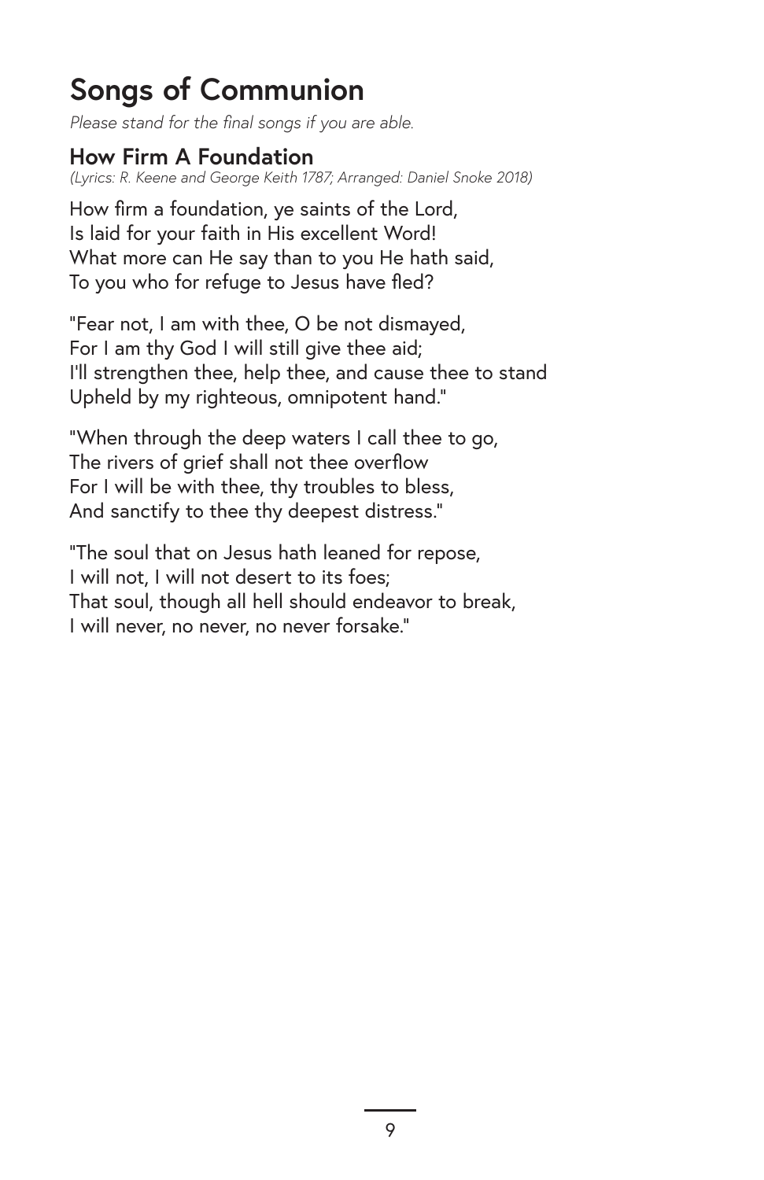# Songs of Communion

*Please stand for the final songs if you are able.*

## How Firm A Foundation

*(Lyrics: R. Keene and George Keith 1787; Arranged: Daniel Snoke 2018)*

How firm a foundation, ye saints of the Lord,  
Is laid for your faith in His excellent Word!  
What more can He say than to you He hath said,  
To you who for refuge to Jesus have fled?

"Fear not, I am with thee, O be not dismayed,  
For I am thy God I will still give thee aid;  
I'll strengthen thee, help thee, and cause thee to stand  
Upheld by my righteous, omnipotent hand."

"When through the deep waters I call thee to go,  
The rivers of grief shall not thee overflow  
For I will be with thee, thy troubles to bless,  
And sanctify to thee thy deepest distress."

"The soul that on Jesus hath leaned for repose,  
I will not, I will not desert to its foes;  
That soul, though all hell should endeavor to break,  
I will never, no never, no never forsake."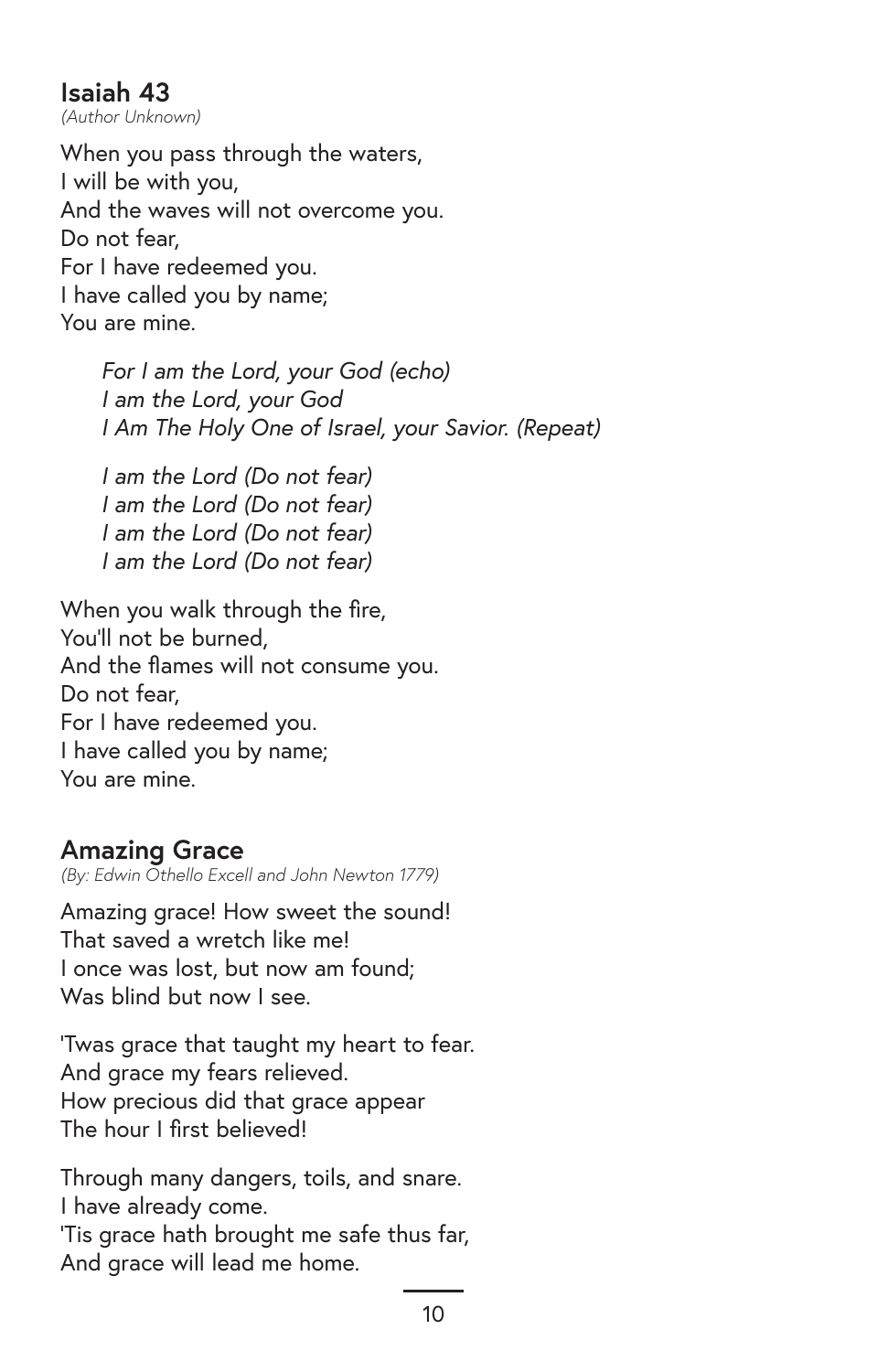## Isaiah 43

*(Author Unknown)*

When you pass through the waters,
I will be with you,
And the waves will not overcome you.
Do not fear,
For I have redeemed you.
I have called you by name;
You are mine.

> *For I am the Lord, your God (echo)*
> *I am the Lord, your God*
> *I Am The Holy One of Israel, your Savior. (Repeat)*
>
> *I am the Lord (Do not fear)*
> *I am the Lord (Do not fear)*
> *I am the Lord (Do not fear)*
> *I am the Lord (Do not fear)*

When you walk through the fire,
You'll not be burned,
And the flames will not consume you.
Do not fear,
For I have redeemed you.
I have called you by name;
You are mine.

## Amazing Grace

*(By: Edwin Othello Excell and John Newton 1779)*

Amazing grace! How sweet the sound!
That saved a wretch like me!
I once was lost, but now am found;
Was blind but now I see.

'Twas grace that taught my heart to fear.
And grace my fears relieved.
How precious did that grace appear
The hour I first believed!

Through many dangers, toils, and snare.
I have already come.
'Tis grace hath brought me safe thus far,
And grace will lead me home.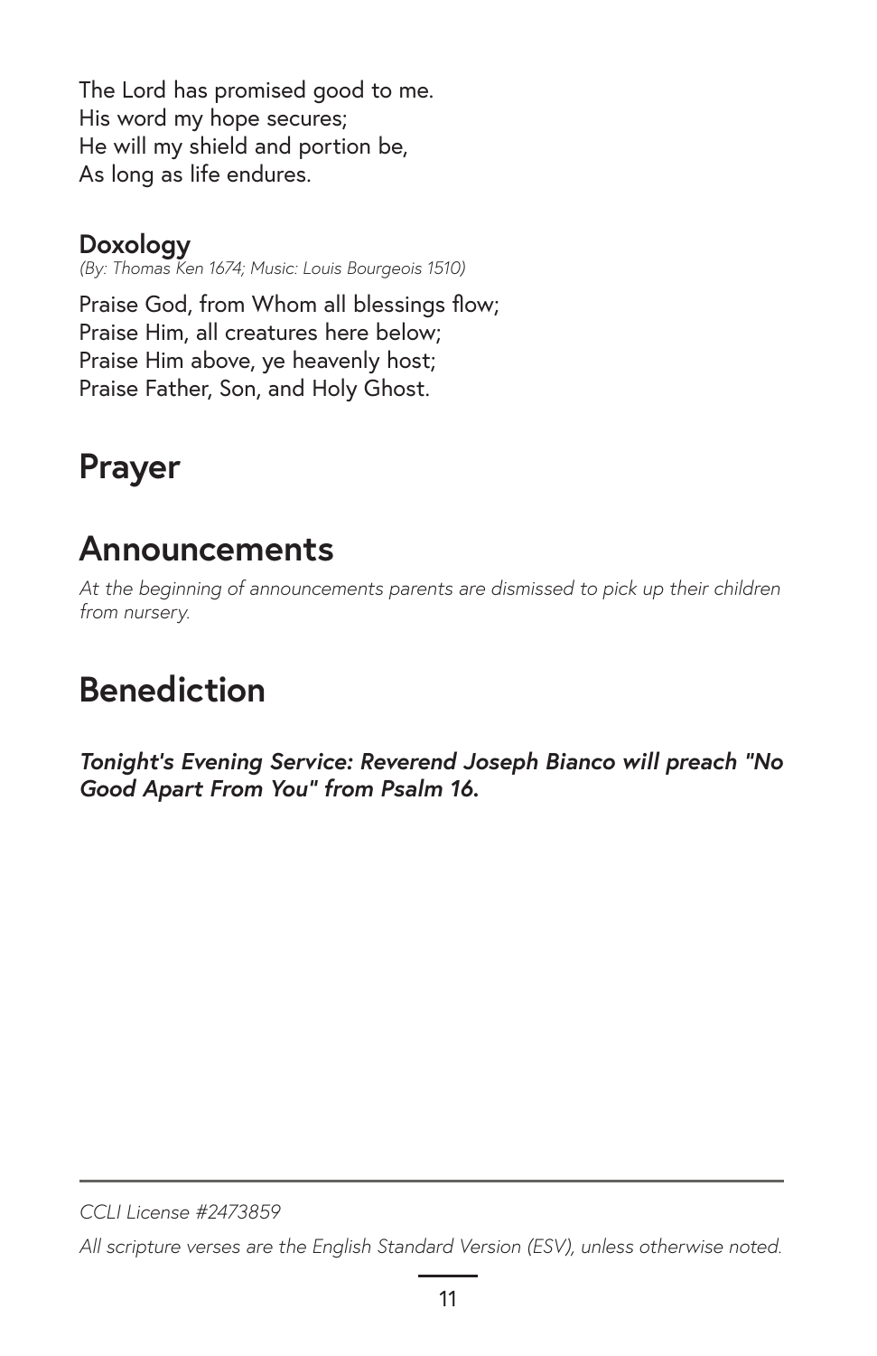The Lord has promised good to me.
His word my hope secures;
He will my shield and portion be,
As long as life endures.

**Doxology**
*(By: Thomas Ken 1674; Music: Louis Bourgeois 1510)*

Praise God, from Whom all blessings flow;
Praise Him, all creatures here below;
Praise Him above, ye heavenly host;
Praise Father, Son, and Holy Ghost.

# Prayer

# Announcements

*At the beginning of announcements parents are dismissed to pick up their children from nursery.*

# Benediction

***Tonight's Evening Service: Reverend Joseph Bianco will preach "No Good Apart From You" from Psalm 16.***

---

*CCLI License #2473859*

*All scripture verses are the English Standard Version (ESV), unless otherwise noted.*